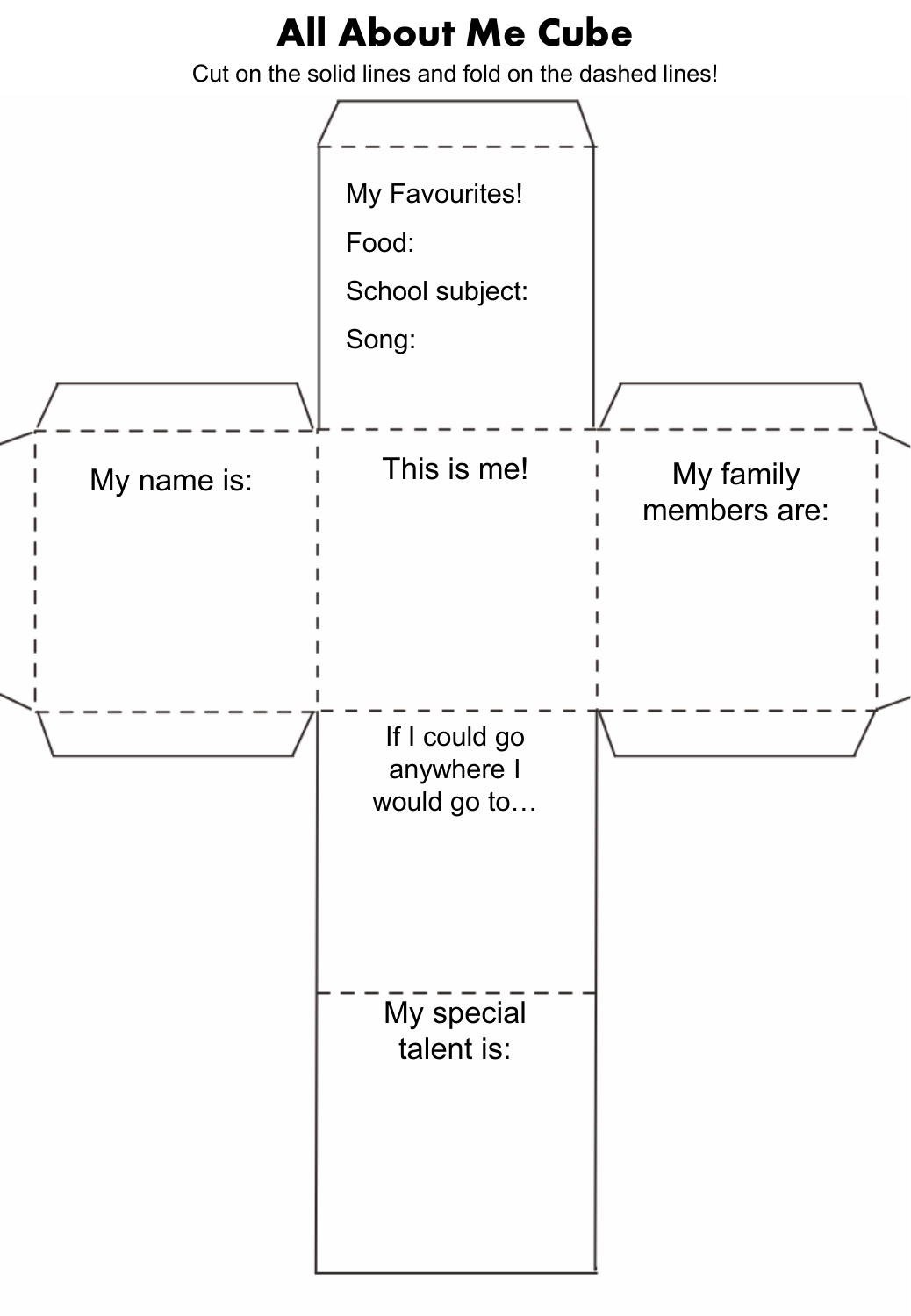# All About Me Cube

Cut on the solid lines and fold on the dashed lines!

My Favourites!

Food:

School subject:

Song:

My name is:

This is me!

My family members are:

If I could go anywhere I would go to…

My special talent is: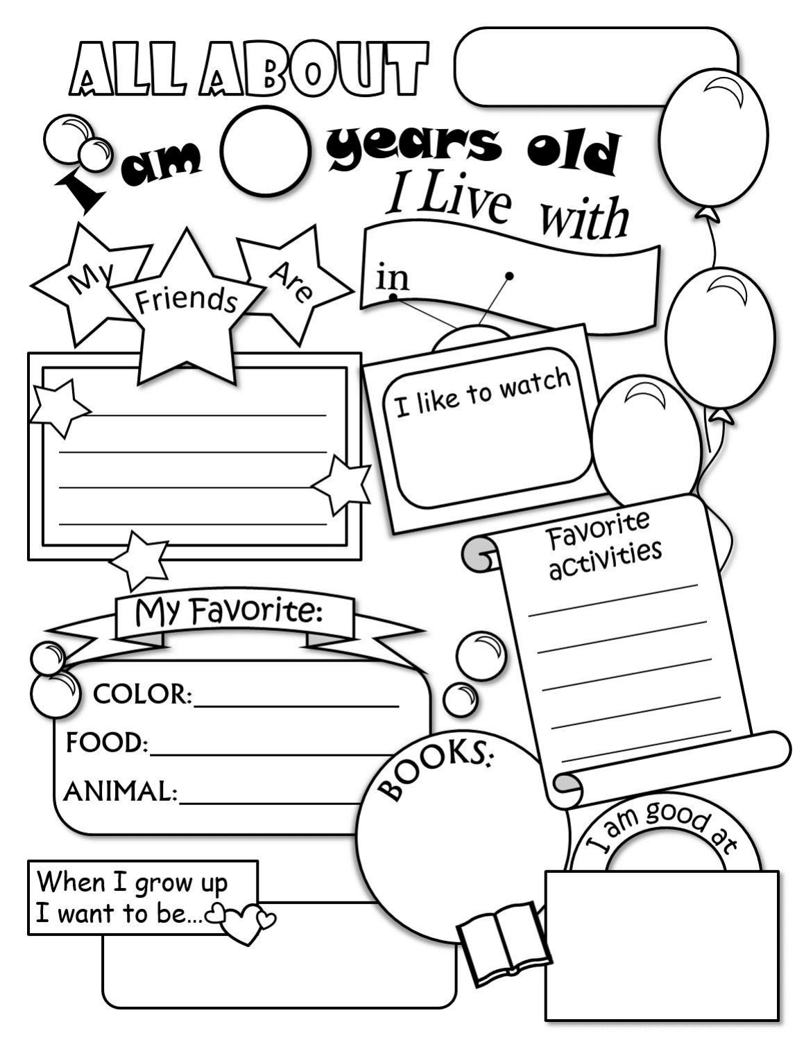# ALL ABOUT

I am ___ years old

I Live with

in

My Friends Are

I like to watch

Favorite activities

My Favorite:

COLOR:

FOOD:

ANIMAL:

BOOKS:

I am good at

When I grow up I want to be...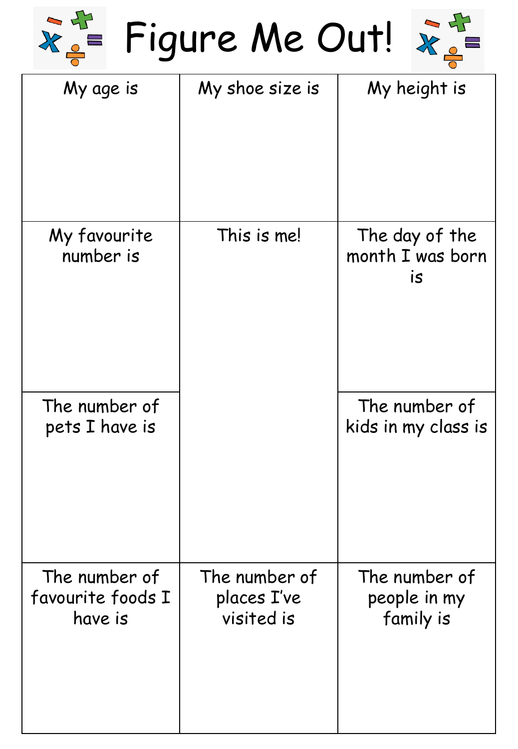# Figure Me Out!

| My age is | My shoe size is | My height is |
|---|---|---|
| My favourite number is | This is me! | The day of the month I was born is |
| The number of pets I have is | | The number of kids in my class is |
| The number of favourite foods I have is | The number of places I've visited is | The number of people in my family is |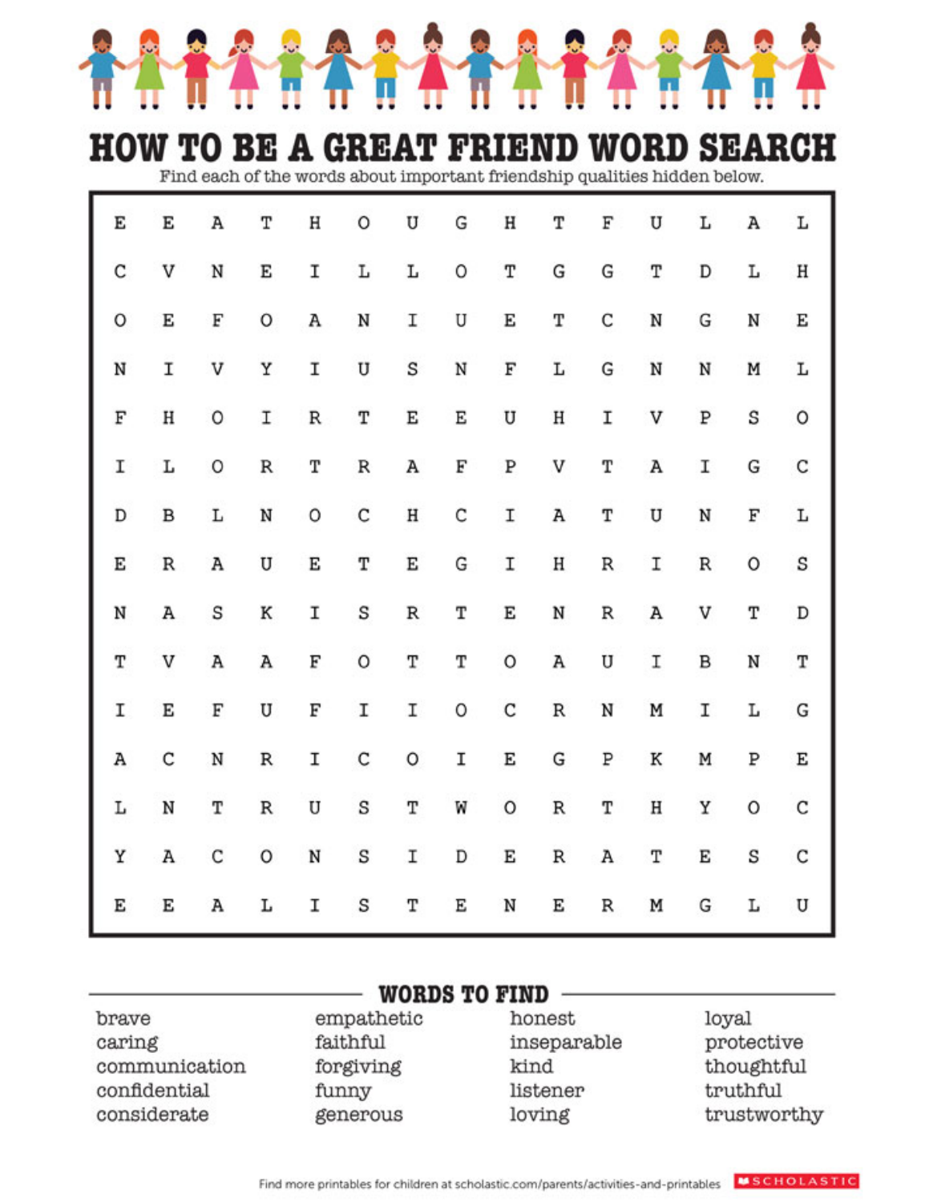# HOW TO BE A GREAT FRIEND WORD SEARCH

Find each of the words about important friendship qualities hidden below.

| | | | | | | | | | | | | | | |
|---|---|---|---|---|---|---|---|---|---|---|---|---|---|---|
| E | E | A | T | H | O | U | G | H | T | F | U | L | A | L |
| C | V | N | E | I | L | L | O | T | G | G | T | D | L | H |
| O | E | F | O | A | N | I | U | E | T | C | N | G | N | E |
| N | I | V | Y | I | U | S | N | F | L | G | N | N | M | L |
| F | H | O | I | R | T | E | E | U | H | I | V | P | S | O |
| I | L | O | R | T | R | A | F | P | V | T | A | I | G | C |
| D | B | L | N | O | C | H | C | I | A | T | U | N | F | L |
| E | R | A | U | E | T | E | G | I | H | R | I | R | O | S |
| N | A | S | K | I | S | R | T | E | N | R | A | V | T | D |
| T | V | A | A | F | O | T | T | O | A | U | I | B | N | T |
| I | E | F | U | F | I | I | O | C | R | N | M | I | L | G |
| A | C | N | R | I | C | O | I | E | G | P | K | M | P | E |
| L | N | T | R | U | S | T | W | O | R | T | H | Y | O | C |
| Y | A | C | O | N | S | I | D | E | R | A | T | E | S | C |
| E | E | A | L | I | S | T | E | N | E | R | M | G | L | U |

## WORDS TO FIND

- brave
- caring
- communication
- confidential
- considerate
- empathetic
- faithful
- forgiving
- funny
- generous
- honest
- inseparable
- kind
- listener
- loving
- loyal
- protective
- thoughtful
- truthful
- trustworthy

Find more printables for children at scholastic.com/parents/activities-and-printables SCHOLASTIC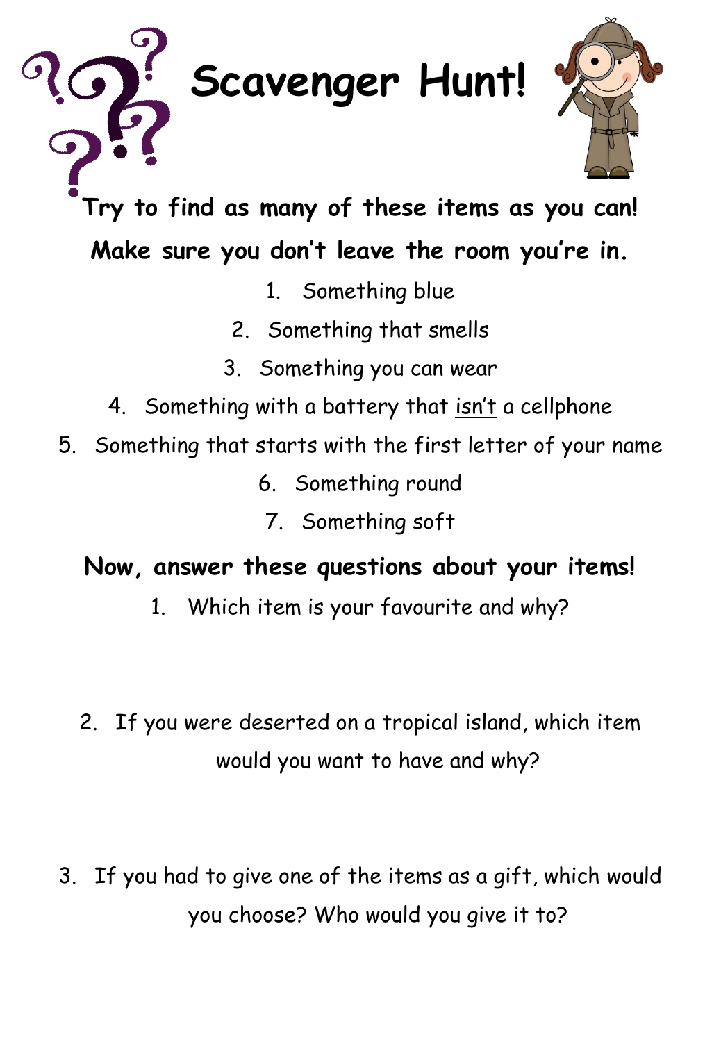# Scavenger Hunt!

**Try to find as many of these items as you can!**

**Make sure you don't leave the room you're in.**

1. Something blue
2. Something that smells
3. Something you can wear
4. Something with a battery that <u>isn't</u> a cellphone
5. Something that starts with the first letter of your name
6. Something round
7. Something soft

**Now, answer these questions about your items!**

1. Which item is your favourite and why?

2. If you were deserted on a tropical island, which item would you want to have and why?

3. If you had to give one of the items as a gift, which would you choose? Who would you give it to?